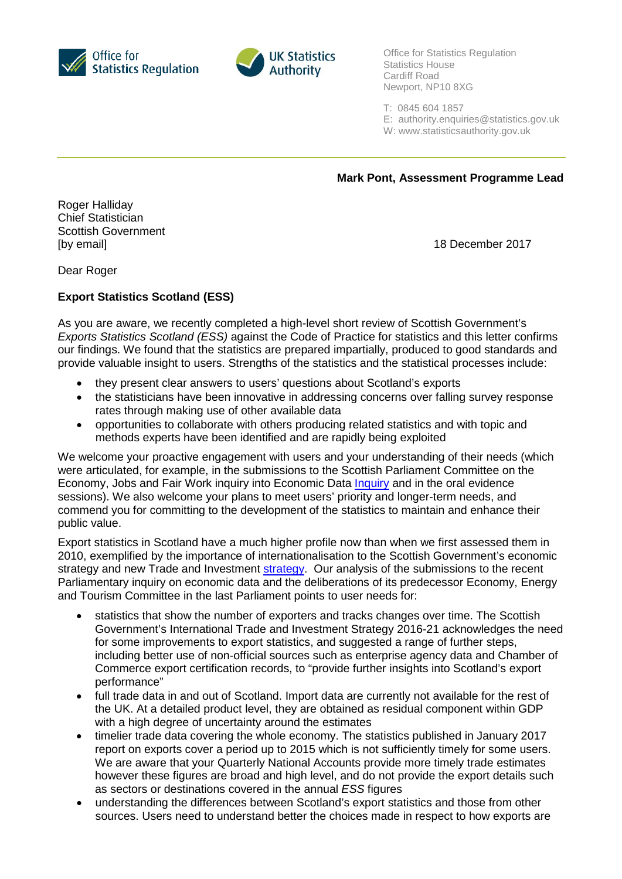Office for Statistics Regulation

UK Statistics Authority

Office for Statistics Regulation
Statistics House
Cardiff Road
Newport, NP10 8XG

T: 0845 604 1857
E: authority.enquiries@statistics.gov.uk
W: www.statisticsauthority.gov.uk

**Mark Pont, Assessment Programme Lead**

Roger Halliday
Chief Statistician
Scottish Government
[by email]

18 December 2017

Dear Roger

**Export Statistics Scotland (ESS)**

As you are aware, we recently completed a high-level short review of Scottish Government's *Exports Statistics Scotland (ESS)* against the Code of Practice for statistics and this letter confirms our findings. We found that the statistics are prepared impartially, produced to good standards and provide valuable insight to users. Strengths of the statistics and the statistical processes include:

- they present clear answers to users' questions about Scotland's exports
- the statisticians have been innovative in addressing concerns over falling survey response rates through making use of other available data
- opportunities to collaborate with others producing related statistics and with topic and methods experts have been identified and are rapidly being exploited

We welcome your proactive engagement with users and your understanding of their needs (which were articulated, for example, in the submissions to the Scottish Parliament Committee on the Economy, Jobs and Fair Work inquiry into Economic Data Inquiry and in the oral evidence sessions). We also welcome your plans to meet users' priority and longer-term needs, and commend you for committing to the development of the statistics to maintain and enhance their public value.

Export statistics in Scotland have a much higher profile now than when we first assessed them in 2010, exemplified by the importance of internationalisation to the Scottish Government's economic strategy and new Trade and Investment strategy. Our analysis of the submissions to the recent Parliamentary inquiry on economic data and the deliberations of its predecessor Economy, Energy and Tourism Committee in the last Parliament points to user needs for:

- statistics that show the number of exporters and tracks changes over time. The Scottish Government's International Trade and Investment Strategy 2016-21 acknowledges the need for some improvements to export statistics, and suggested a range of further steps, including better use of non-official sources such as enterprise agency data and Chamber of Commerce export certification records, to "provide further insights into Scotland's export performance"
- full trade data in and out of Scotland. Import data are currently not available for the rest of the UK. At a detailed product level, they are obtained as residual component within GDP with a high degree of uncertainty around the estimates
- timelier trade data covering the whole economy. The statistics published in January 2017 report on exports cover a period up to 2015 which is not sufficiently timely for some users. We are aware that your Quarterly National Accounts provide more timely trade estimates however these figures are broad and high level, and do not provide the export details such as sectors or destinations covered in the annual *ESS* figures
- understanding the differences between Scotland's export statistics and those from other sources. Users need to understand better the choices made in respect to how exports are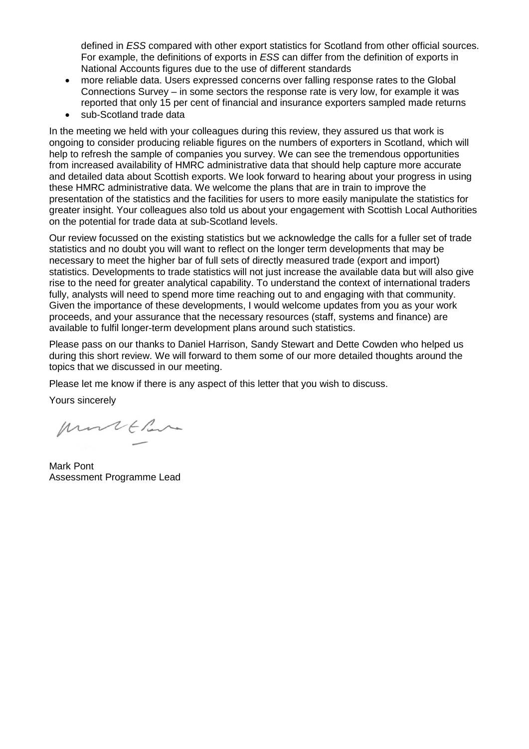defined in *ESS* compared with other export statistics for Scotland from other official sources. For example, the definitions of exports in *ESS* can differ from the definition of exports in National Accounts figures due to the use of different standards

- more reliable data. Users expressed concerns over falling response rates to the Global Connections Survey – in some sectors the response rate is very low, for example it was reported that only 15 per cent of financial and insurance exporters sampled made returns
- sub-Scotland trade data

In the meeting we held with your colleagues during this review, they assured us that work is ongoing to consider producing reliable figures on the numbers of exporters in Scotland, which will help to refresh the sample of companies you survey. We can see the tremendous opportunities from increased availability of HMRC administrative data that should help capture more accurate and detailed data about Scottish exports. We look forward to hearing about your progress in using these HMRC administrative data. We welcome the plans that are in train to improve the presentation of the statistics and the facilities for users to more easily manipulate the statistics for greater insight. Your colleagues also told us about your engagement with Scottish Local Authorities on the potential for trade data at sub-Scotland levels.

Our review focussed on the existing statistics but we acknowledge the calls for a fuller set of trade statistics and no doubt you will want to reflect on the longer term developments that may be necessary to meet the higher bar of full sets of directly measured trade (export and import) statistics. Developments to trade statistics will not just increase the available data but will also give rise to the need for greater analytical capability. To understand the context of international traders fully, analysts will need to spend more time reaching out to and engaging with that community. Given the importance of these developments, I would welcome updates from you as your work proceeds, and your assurance that the necessary resources (staff, systems and finance) are available to fulfil longer-term development plans around such statistics.

Please pass on our thanks to Daniel Harrison, Sandy Stewart and Dette Cowden who helped us during this short review. We will forward to them some of our more detailed thoughts around the topics that we discussed in our meeting.

Please let me know if there is any aspect of this letter that you wish to discuss.

Yours sincerely

Mark Pont
Assessment Programme Lead